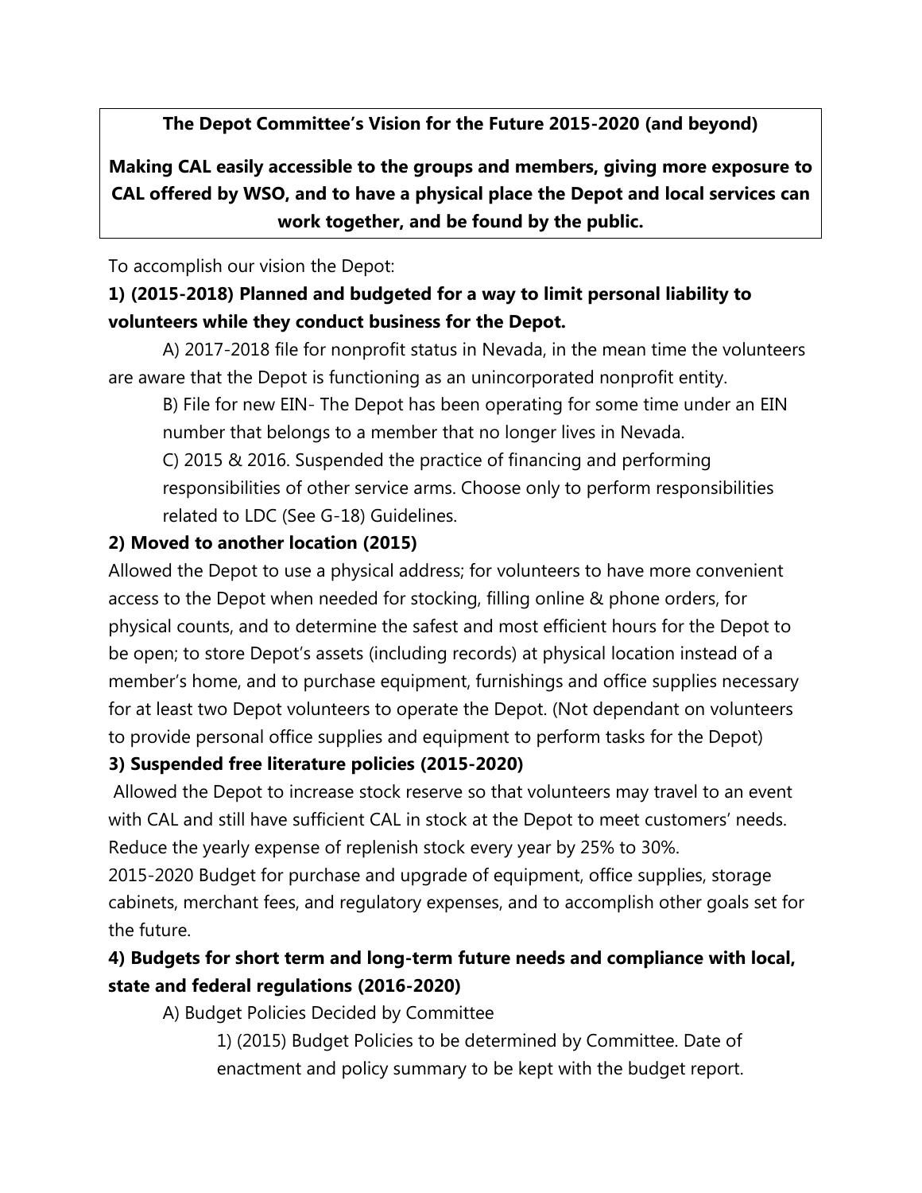**The Depot Committee's Vision for the Future 2015-2020 (and beyond)**

**Making CAL easily accessible to the groups and members, giving more exposure to CAL offered by WSO, and to have a physical place the Depot and local services can work together, and be found by the public.**

To accomplish our vision the Depot:

**1) (2015-2018) Planned and budgeted for a way to limit personal liability to volunteers while they conduct business for the Depot.**

A) 2017-2018 file for nonprofit status in Nevada, in the mean time the volunteers are aware that the Depot is functioning as an unincorporated nonprofit entity.

B) File for new EIN- The Depot has been operating for some time under an EIN number that belongs to a member that no longer lives in Nevada.

C) 2015 & 2016. Suspended the practice of financing and performing responsibilities of other service arms. Choose only to perform responsibilities related to LDC (See G-18) Guidelines.

**2) Moved to another location (2015)**

Allowed the Depot to use a physical address; for volunteers to have more convenient access to the Depot when needed for stocking, filling online & phone orders, for physical counts, and to determine the safest and most efficient hours for the Depot to be open; to store Depot's assets (including records) at physical location instead of a member's home, and to purchase equipment, furnishings and office supplies necessary for at least two Depot volunteers to operate the Depot. (Not dependant on volunteers to provide personal office supplies and equipment to perform tasks for the Depot)

**3) Suspended free literature policies (2015-2020)**

Allowed the Depot to increase stock reserve so that volunteers may travel to an event with CAL and still have sufficient CAL in stock at the Depot to meet customers' needs. Reduce the yearly expense of replenish stock every year by 25% to 30%.

2015-2020 Budget for purchase and upgrade of equipment, office supplies, storage cabinets, merchant fees, and regulatory expenses, and to accomplish other goals set for the future.

**4) Budgets for short term and long-term future needs and compliance with local, state and federal regulations (2016-2020)**

A) Budget Policies Decided by Committee

1) (2015) Budget Policies to be determined by Committee. Date of enactment and policy summary to be kept with the budget report.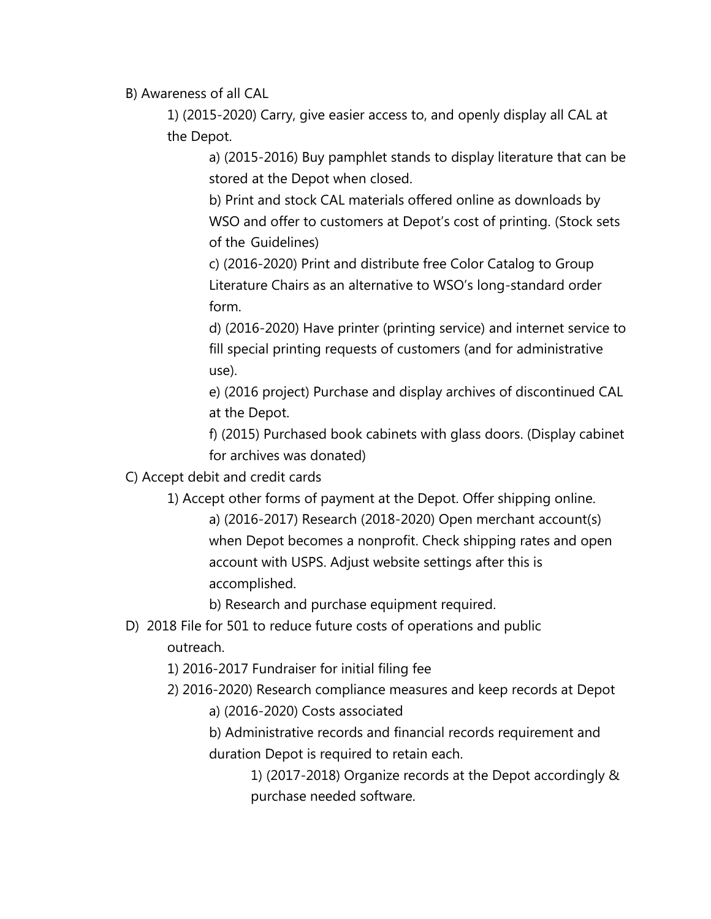B) Awareness of all CAL

- 1) (2015-2020) Carry, give easier access to, and openly display all CAL at the Depot.
    - a) (2015-2016) Buy pamphlet stands to display literature that can be stored at the Depot when closed.
    - b) Print and stock CAL materials offered online as downloads by WSO and offer to customers at Depot's cost of printing. (Stock sets of the Guidelines)
    - c) (2016-2020) Print and distribute free Color Catalog to Group Literature Chairs as an alternative to WSO's long-standard order form.
    - d) (2016-2020) Have printer (printing service) and internet service to fill special printing requests of customers (and for administrative use).
    - e) (2016 project) Purchase and display archives of discontinued CAL at the Depot.
    - f) (2015) Purchased book cabinets with glass doors. (Display cabinet for archives was donated)

C) Accept debit and credit cards

- 1) Accept other forms of payment at the Depot. Offer shipping online.
    - a) (2016-2017) Research (2018-2020) Open merchant account(s) when Depot becomes a nonprofit. Check shipping rates and open account with USPS. Adjust website settings after this is accomplished.
    - b) Research and purchase equipment required.

D) 2018 File for 501 to reduce future costs of operations and public outreach.

- 1) 2016-2017 Fundraiser for initial filing fee
- 2) 2016-2020) Research compliance measures and keep records at Depot
    - a) (2016-2020) Costs associated
    - b) Administrative records and financial records requirement and duration Depot is required to retain each.
        - 1) (2017-2018) Organize records at the Depot accordingly & purchase needed software.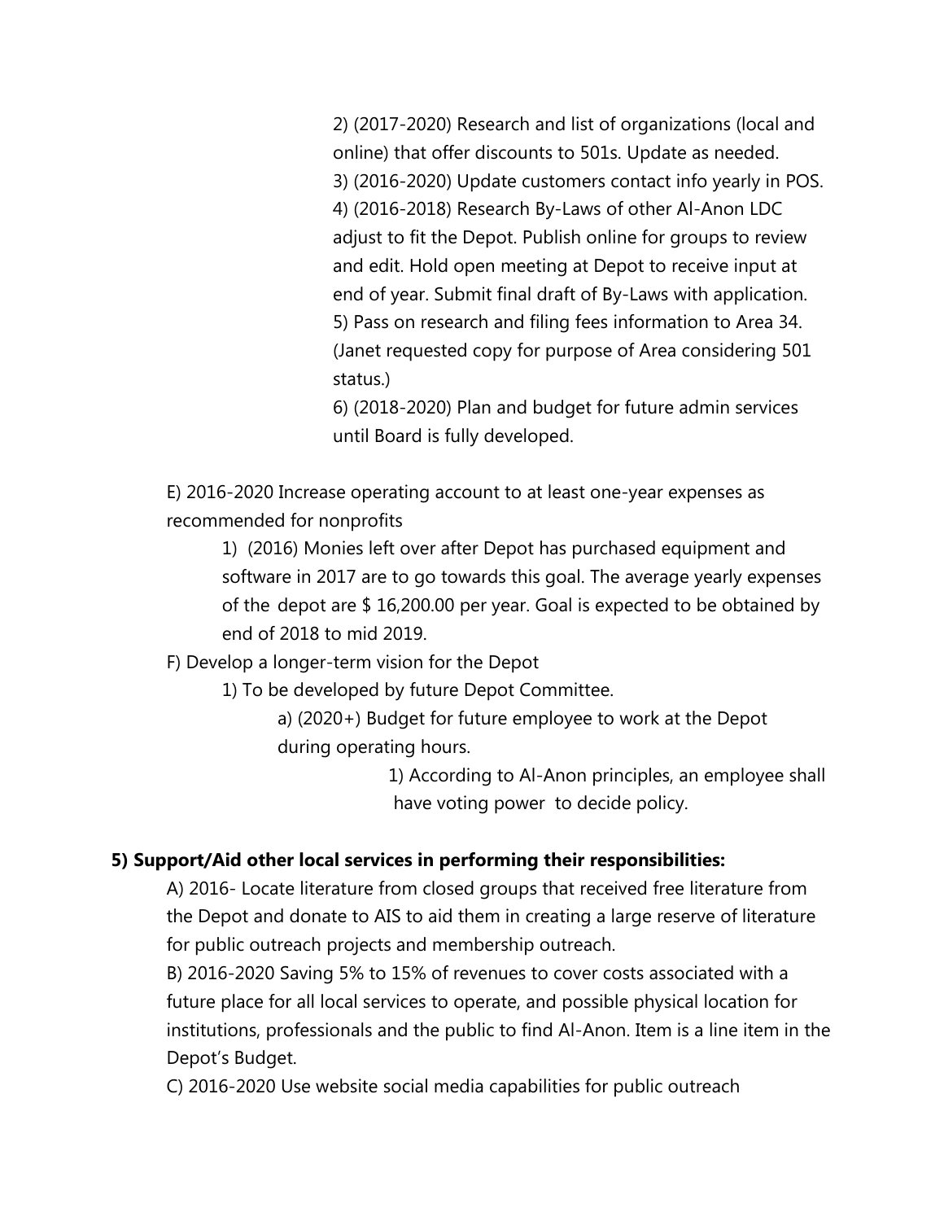2) (2017-2020) Research and list of organizations (local and online) that offer discounts to 501s. Update as needed.
3) (2016-2020) Update customers contact info yearly in POS.
4) (2016-2018) Research By-Laws of other Al-Anon LDC adjust to fit the Depot. Publish online for groups to review and edit. Hold open meeting at Depot to receive input at end of year. Submit final draft of By-Laws with application.
5) Pass on research and filing fees information to Area 34. (Janet requested copy for purpose of Area considering 501 status.)
6) (2018-2020) Plan and budget for future admin services until Board is fully developed.

E) 2016-2020 Increase operating account to at least one-year expenses as recommended for nonprofits

1) (2016) Monies left over after Depot has purchased equipment and software in 2017 are to go towards this goal. The average yearly expenses of the depot are $ 16,200.00 per year. Goal is expected to be obtained by end of 2018 to mid 2019.

F) Develop a longer-term vision for the Depot

1) To be developed by future Depot Committee.

a) (2020+) Budget for future employee to work at the Depot during operating hours.

1) According to Al-Anon principles, an employee shall have voting power to decide policy.

**5) Support/Aid other local services in performing their responsibilities:**

A) 2016- Locate literature from closed groups that received free literature from the Depot and donate to AIS to aid them in creating a large reserve of literature for public outreach projects and membership outreach.
B) 2016-2020 Saving 5% to 15% of revenues to cover costs associated with a future place for all local services to operate, and possible physical location for institutions, professionals and the public to find Al-Anon. Item is a line item in the Depot's Budget.
C) 2016-2020 Use website social media capabilities for public outreach